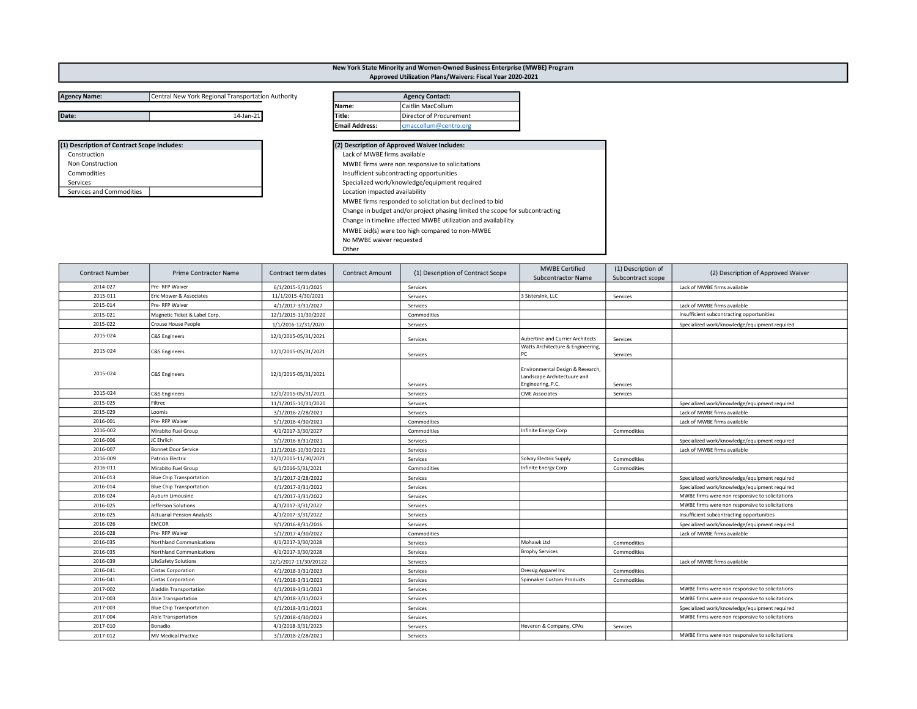# New York State Minority and Women-Owned Business Enterprise (MWBE) Program
## Approved Utilization Plans/Waivers: Fiscal Year 2020-2021

| | |
|---|---|
| **Agency Name:** | Central New York Regional Transportation Authority |
| **Date:** | 14-Jan-21 |

| **Agency Contact:** | |
|---|---|
| **Name:** | Caitlin MacCollum |
| **Title:** | Director of Procurement |
| **Email Address:** | cmaccollum@centro.org |

**(1) Description of Contract Scope Includes:**
- Construction
- Non Construction
- Commodities
- Services
- Services and Commodities

**(2) Description of Approved Waiver Includes:**
- Lack of MWBE firms available
- MWBE firms were non responsive to solicitations
- Insufficient subcontracting opportunities
- Specialized work/knowledge/equipment required
- Location impacted availability
- MWBE firms responded to solicitation but declined to bid
- Change in budget and/or project phasing limited the scope for subcontracting
- Change in timeline affected MWBE utilization and availability
- MWBE bid(s) were too high compared to non-MWBE
- No MWBE waiver requested
- Other

| Contract Number | Prime Contractor Name | Contract term dates | Contract Amount | (1) Description of Contract Scope | MWBE Certified Subcontractor Name | (1) Description of Subcontract scope | (2) Description of Approved Waiver |
|---|---|---|---|---|---|---|---|
| 2014-027 | Pre- RFP Waiver | 6/1/2015-5/31/2025 | | Services | | | Lack of MWBE firms available |
| 2015-011 | Eric Mower & Associates | 11/1/2015-4/30/2021 | | Services | 3 SistersInk, LLC | Services | |
| 2015-014 | Pre- RFP Waiver | 4/1/2017-3/31/2027 | | Services | | | Lack of MWBE firms available |
| 2015-021 | Magnetic Ticket & Label Corp. | 12/1/2015-11/30/2020 | | Commodities | | | Insufficient subcontracting opportunities |
| 2015-022 | Crouse House People | 1/1/2016-12/31/2020 | | Services | | | Specialized work/knowledge/equipment required |
| 2015-024 | C&S Engineers | 12/1/2015-05/31/2021 | | Services | Aubertine and Currier Architects | Services | |
| 2015-024 | C&S Engineers | 12/1/2015-05/31/2021 | | Services | Watts Architecture & Engineering, PC | Services | |
| 2015-024 | C&S Engineers | 12/1/2015-05/31/2021 | | Services | Environmental Design & Research, Landscape Architectuure and Engineering, P.C. | Services | |
| 2015-024 | C&S Engineers | 12/1/2015-05/31/2021 | | Services | CME Associates | Services | |
| 2015-025 | Filtrec | 11/1/2015-10/31/2020 | | Services | | | Specialized work/knowledge/equipment required |
| 2015-029 | Loomis | 3/1/2016-2/28/2021 | | Services | | | Lack of MWBE firms available |
| 2016-001 | Pre- RFP Waiver | 5/1/2016-4/30/2021 | | Commodities | | | Lack of MWBE firms available |
| 2016-002 | Mirabito Fuel Group | 4/1/2017-3/30/2027 | | Commodities | Infinite Energy Corp | Commodities | |
| 2016-006 | JC Ehrlich | 9/1/2016-8/31/2021 | | Services | | | Specialized work/knowledge/equipment required |
| 2016-007 | Bonnet Door Service | 11/1/2016-10/30/2021 | | Services | | | Lack of MWBE firms available |
| 2016-009 | Patricia Electric | 12/1/2015-11/30/2021 | | Services | Solvay Electric Supply | Commodities | |
| 2016-011 | Mirabito Fuel Group | 6/1/2016-5/31/2021 | | Commodities | Infinite Energy Corp | Commodities | |
| 2016-013 | Blue Chip Transportation | 3/1/2017-2/28/2022 | | Services | | | Specialized work/knowledge/equipment required |
| 2016-014 | Blue Chip Transportation | 4/1/2017-3/31/2022 | | Services | | | Specialized work/knowledge/equipment required |
| 2016-024 | Auburn Limousine | 4/1/2017-3/31/2022 | | Services | | | MWBE firms were non responsive to solicitations |
| 2016-025 | Jefferson Solutions | 4/1/2017-3/31/2022 | | Services | | | MWBE firms were non responsive to solicitations |
| 2016-025 | Actuarial Pension Analysts | 4/1/2017-3/31/2022 | | Services | | | Insufficient subcontracting opportunities |
| 2016-026 | EMCOR | 9/1/2016-8/31/2016 | | Services | | | Specialized work/knowledge/equipment required |
| 2016-028 | Pre- RFP Waiver | 5/1/2017-4/30/2022 | | Commodities | | | Lack of MWBE firms available |
| 2016-035 | Northland Communications | 4/1/2017-3/30/2028 | | Services | Mohawk Ltd | Commodities | |
| 2016-035 | Northland Communications | 4/1/2017-3/30/2028 | | Services | Brophy Services | Commodities | |
| 2016-039 | LifeSafety Solutions | 12/1/2017-11/30/20122 | | Services | | | Lack of MWBE firms available |
| 2016-041 | Cintas Corporation | 4/1/2018-3/31/2023 | | Services | Dressig Apparel Inc | Commodities | |
| 2016-041 | Cintas Corporation | 4/1/2018-3/31/2023 | | Services | Spinnaker Custom Products | Commodities | |
| 2017-002 | Aladdin Transportation | 4/1/2018-3/31/2023 | | Services | | | MWBE firms were non responsive to solicitations |
| 2017-003 | Able Transportation | 4/1/2018-3/31/2023 | | Services | | | MWBE firms were non responsive to solicitations |
| 2017-003 | Blue Chip Transportation | 4/1/2018-3/31/2023 | | Services | | | Specialized work/knowledge/equipment required |
| 2017-004 | Able Transportation | 5/1/2018-4/30/2023 | | Services | | | MWBE firms were non responsive to solicitations |
| 2017-010 | Bonadio | 4/1/2018-3/31/2023 | | Services | Heveron & Company, CPAs | Services | |
| 2017-012 | MV Medical Practice | 3/1/2018-2/28/2021 | | Services | | | MWBE firms were non responsive to solicitations |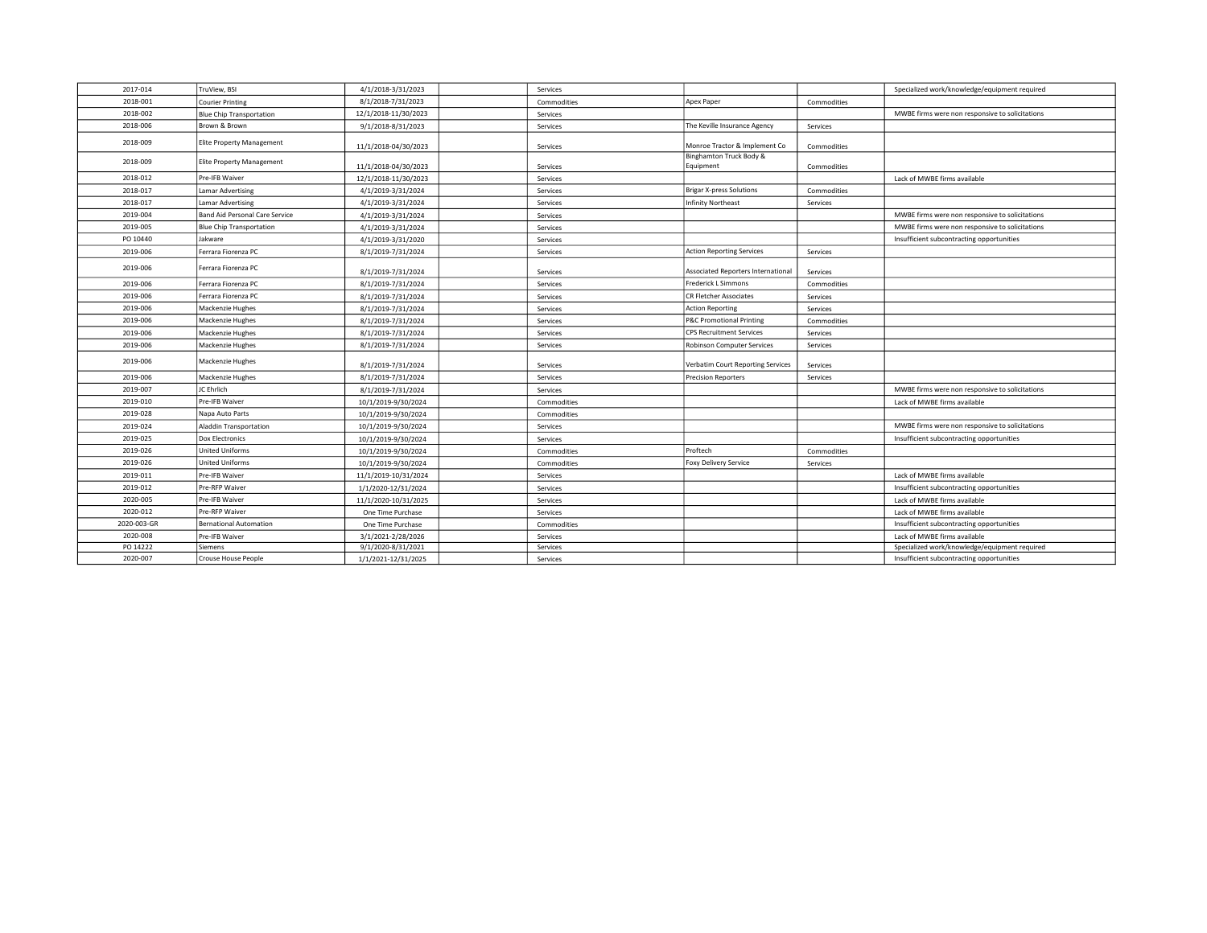| | | | | | | | |
|---|---|---|---|---|---|---|---|
| 2017-014 | TruView, BSI | 4/1/2018-3/31/2023 | | Services | | | Specialized work/knowledge/equipment required |
| 2018-001 | Courier Printing | 8/1/2018-7/31/2023 | | Commodities | Apex Paper | Commodities | |
| 2018-002 | Blue Chip Transportation | 12/1/2018-11/30/2023 | | Services | | | MWBE firms were non responsive to solicitations |
| 2018-006 | Brown & Brown | 9/1/2018-8/31/2023 | | Services | The Keville Insurance Agency | Services | |
| 2018-009 | Elite Property Management | 11/1/2018-04/30/2023 | | Services | Monroe Tractor & Implement Co | Commodities | |
| 2018-009 | Elite Property Management | 11/1/2018-04/30/2023 | | Services | Binghamton Truck Body & Equipment | Commodities | |
| 2018-012 | Pre-IFB Waiver | 12/1/2018-11/30/2023 | | Services | | | Lack of MWBE firms available |
| 2018-017 | Lamar Advertising | 4/1/2019-3/31/2024 | | Services | Brigar X-press Solutions | Commodities | |
| 2018-017 | Lamar Advertising | 4/1/2019-3/31/2024 | | Services | Infinity Northeast | Services | |
| 2019-004 | Band Aid Personal Care Service | 4/1/2019-3/31/2024 | | Services | | | MWBE firms were non responsive to solicitations |
| 2019-005 | Blue Chip Transportation | 4/1/2019-3/31/2024 | | Services | | | MWBE firms were non responsive to solicitations |
| PO 10440 | Jakware | 4/1/2019-3/31/2020 | | Services | | | Insufficient subcontracting opportunities |
| 2019-006 | Ferrara Fiorenza PC | 8/1/2019-7/31/2024 | | Services | Action Reporting Services | Services | |
| 2019-006 | Ferrara Fiorenza PC | 8/1/2019-7/31/2024 | | Services | Associated Reporters International | Services | |
| 2019-006 | Ferrara Fiorenza PC | 8/1/2019-7/31/2024 | | Services | Frederick L Simmons | Commodities | |
| 2019-006 | Ferrara Fiorenza PC | 8/1/2019-7/31/2024 | | Services | CR Fletcher Associates | Services | |
| 2019-006 | Mackenzie Hughes | 8/1/2019-7/31/2024 | | Services | Action Reporting | Services | |
| 2019-006 | Mackenzie Hughes | 8/1/2019-7/31/2024 | | Services | P&C Promotional Printing | Commodities | |
| 2019-006 | Mackenzie Hughes | 8/1/2019-7/31/2024 | | Services | CPS Recruitment Services | Services | |
| 2019-006 | Mackenzie Hughes | 8/1/2019-7/31/2024 | | Services | Robinson Computer Services | Services | |
| 2019-006 | Mackenzie Hughes | 8/1/2019-7/31/2024 | | Services | Verbatim Court Reporting Services | Services | |
| 2019-006 | Mackenzie Hughes | 8/1/2019-7/31/2024 | | Services | Precision Reporters | Services | |
| 2019-007 | JC Ehrlich | 8/1/2019-7/31/2024 | | Services | | | MWBE firms were non responsive to solicitations |
| 2019-010 | Pre-IFB Waiver | 10/1/2019-9/30/2024 | | Commodities | | | Lack of MWBE firms available |
| 2019-028 | Napa Auto Parts | 10/1/2019-9/30/2024 | | Commodities | | | |
| 2019-024 | Aladdin Transportation | 10/1/2019-9/30/2024 | | Services | | | MWBE firms were non responsive to solicitations |
| 2019-025 | Dox Electronics | 10/1/2019-9/30/2024 | | Services | | | Insufficient subcontracting opportunities |
| 2019-026 | United Uniforms | 10/1/2019-9/30/2024 | | Commodities | Proftech | Commodities | |
| 2019-026 | United Uniforms | 10/1/2019-9/30/2024 | | Commodities | Foxy Delivery Service | Services | |
| 2019-011 | Pre-IFB Waiver | 11/1/2019-10/31/2024 | | Services | | | Lack of MWBE firms available |
| 2019-012 | Pre-RFP Waiver | 1/1/2020-12/31/2024 | | Services | | | Insufficient subcontracting opportunities |
| 2020-005 | Pre-IFB Waiver | 11/1/2020-10/31/2025 | | Services | | | Lack of MWBE firms available |
| 2020-012 | Pre-RFP Waiver | One Time Purchase | | Services | | | Lack of MWBE firms available |
| 2020-003-GR | Bernational Automation | One Time Purchase | | Commodities | | | Insufficient subcontracting opportunities |
| 2020-008 | Pre-IFB Waiver | 3/1/2021-2/28/2026 | | Services | | | Lack of MWBE firms available |
| PO 14222 | Siemens | 9/1/2020-8/31/2021 | | Services | | | Specialized work/knowledge/equipment required |
| 2020-007 | Crouse House People | 1/1/2021-12/31/2025 | | Services | | | Insufficient subcontracting opportunities |